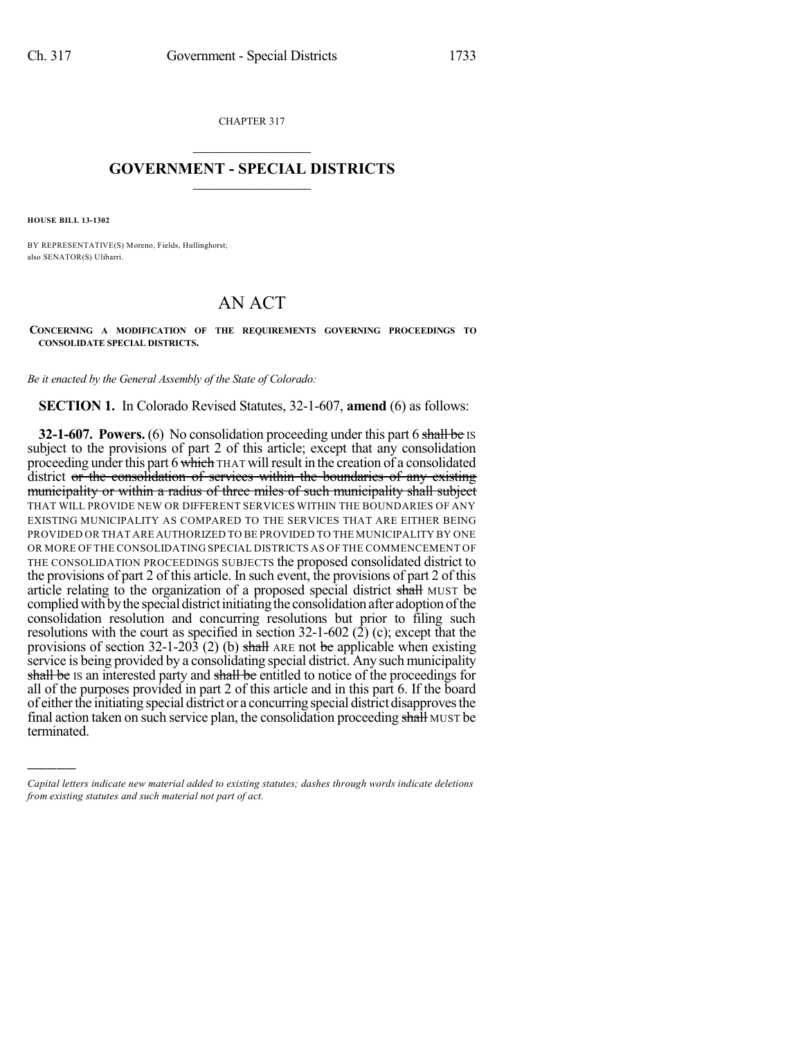CHAPTER 317

## GOVERNMENT - SPECIAL DISTRICTS

**HOUSE BILL 13-1302**

BY REPRESENTATIVE(S) Moreno, Fields, Hullinghorst;
also SENATOR(S) Ulibarri.

# AN ACT

**CONCERNING A MODIFICATION OF THE REQUIREMENTS GOVERNING PROCEEDINGS TO CONSOLIDATE SPECIAL DISTRICTS.**

*Be it enacted by the General Assembly of the State of Colorado:*

**SECTION 1.** In Colorado Revised Statutes, 32-1-607, **amend** (6) as follows:

**32-1-607. Powers.** (6) No consolidation proceeding under this part 6 ~~shall be~~ IS subject to the provisions of part 2 of this article; except that any consolidation proceeding under this part 6 ~~which~~ THAT will result in the creation of a consolidated district ~~or the consolidation of services within the boundaries of any existing municipality or within a radius of three miles of such municipality shall subject~~ THAT WILL PROVIDE NEW OR DIFFERENT SERVICES WITHIN THE BOUNDARIES OF ANY EXISTING MUNICIPALITY AS COMPARED TO THE SERVICES THAT ARE EITHER BEING PROVIDED OR THAT ARE AUTHORIZED TO BE PROVIDED TO THE MUNICIPALITY BY ONE OR MORE OF THE CONSOLIDATING SPECIAL DISTRICTS AS OF THE COMMENCEMENT OF THE CONSOLIDATION PROCEEDINGS SUBJECTS the proposed consolidated district to the provisions of part 2 of this article. In such event, the provisions of part 2 of this article relating to the organization of a proposed special district ~~shall~~ MUST be complied with by the special district initiating the consolidation after adoption of the consolidation resolution and concurring resolutions but prior to filing such resolutions with the court as specified in section 32-1-602 (2) (c); except that the provisions of section 32-1-203 (2) (b) ~~shall~~ ARE not ~~be~~ applicable when existing service is being provided by a consolidating special district. Any such municipality ~~shall be~~ IS an interested party and ~~shall be~~ entitled to notice of the proceedings for all of the purposes provided in part 2 of this article and in this part 6. If the board of either the initiating special district or a concurring special district disapproves the final action taken on such service plan, the consolidation proceeding ~~shall~~ MUST be terminated.

---

*Capital letters indicate new material added to existing statutes; dashes through words indicate deletions from existing statutes and such material not part of act.*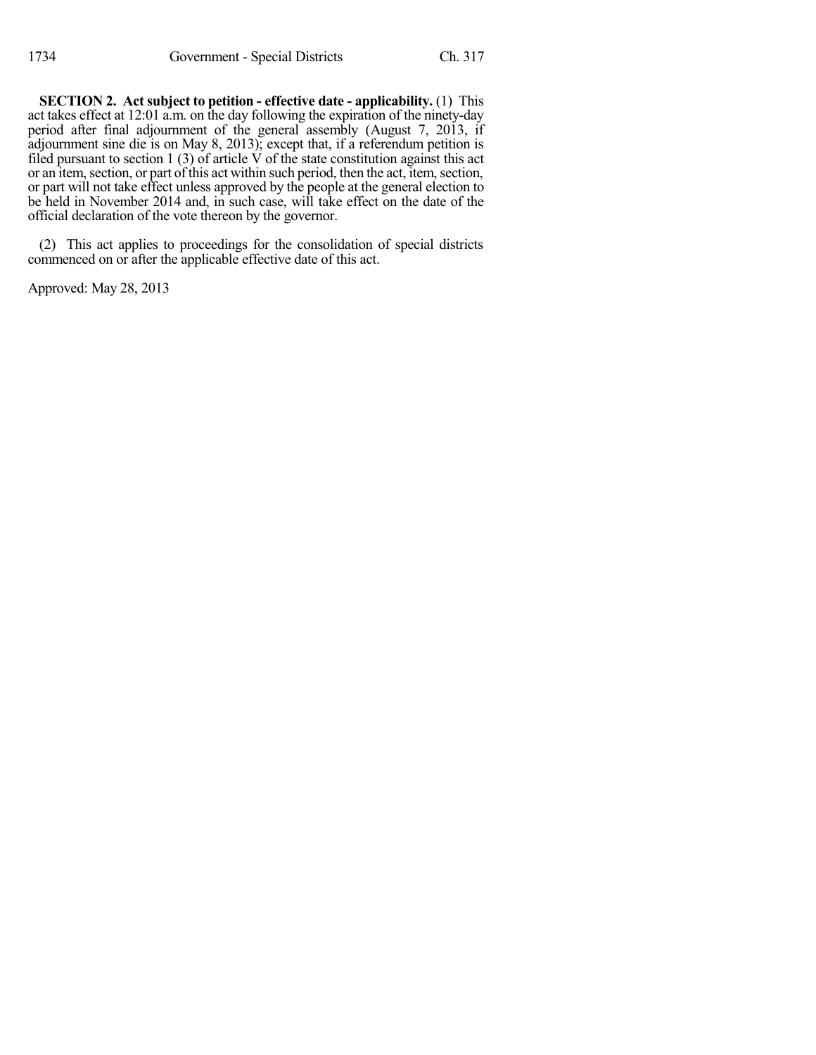**SECTION 2. Act subject to petition - effective date - applicability.** (1) This act takes effect at 12:01 a.m. on the day following the expiration of the ninety-day period after final adjournment of the general assembly (August 7, 2013, if adjournment sine die is on May 8, 2013); except that, if a referendum petition is filed pursuant to section 1 (3) of article V of the state constitution against this act or an item, section, or part of this act within such period, then the act, item, section, or part will not take effect unless approved by the people at the general election to be held in November 2014 and, in such case, will take effect on the date of the official declaration of the vote thereon by the governor.

(2) This act applies to proceedings for the consolidation of special districts commenced on or after the applicable effective date of this act.

Approved: May 28, 2013